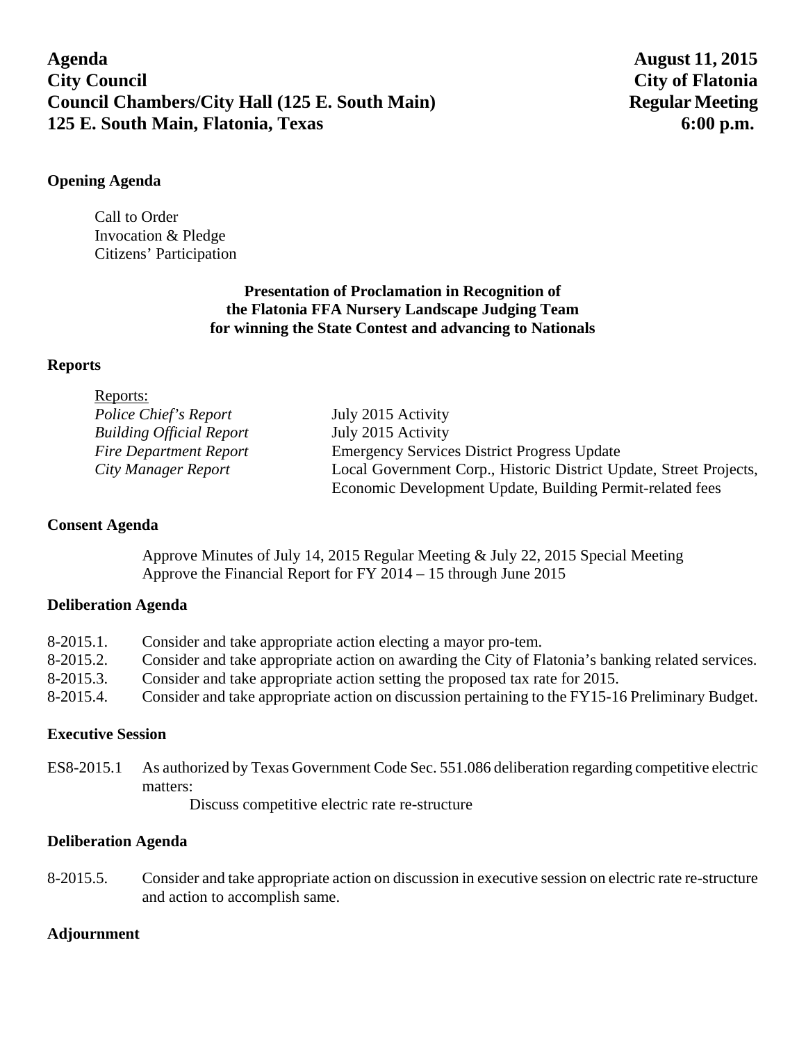**Agenda** **August 11, 2015**
**City Council** **City of Flatonia**
**Council Chambers/City Hall (125 E. South Main)** **Regular Meeting**
**125 E. South Main, Flatonia, Texas** **6:00 p.m.**

### Opening Agenda

Call to Order
Invocation & Pledge
Citizens' Participation

**Presentation of Proclamation in Recognition of**
**the Flatonia FFA Nursery Landscape Judging Team**
**for winning the State Contest and advancing to Nationals**

### Reports

Reports:

| | |
|---|---|
| *Police Chief's Report* | July 2015 Activity |
| *Building Official Report* | July 2015 Activity |
| *Fire Department Report* | Emergency Services District Progress Update |
| *City Manager Report* | Local Government Corp., Historic District Update, Street Projects, Economic Development Update, Building Permit-related fees |

### Consent Agenda

Approve Minutes of July 14, 2015 Regular Meeting & July 22, 2015 Special Meeting
Approve the Financial Report for FY 2014 – 15 through June 2015

### Deliberation Agenda

8-2015.1. Consider and take appropriate action electing a mayor pro-tem.

8-2015.2. Consider and take appropriate action on awarding the City of Flatonia's banking related services.

8-2015.3. Consider and take appropriate action setting the proposed tax rate for 2015.

8-2015.4. Consider and take appropriate action on discussion pertaining to the FY15-16 Preliminary Budget.

### Executive Session

ES8-2015.1 As authorized by Texas Government Code Sec. 551.086 deliberation regarding competitive electric matters:
Discuss competitive electric rate re-structure

### Deliberation Agenda

8-2015.5. Consider and take appropriate action on discussion in executive session on electric rate re-structure and action to accomplish same.

### Adjournment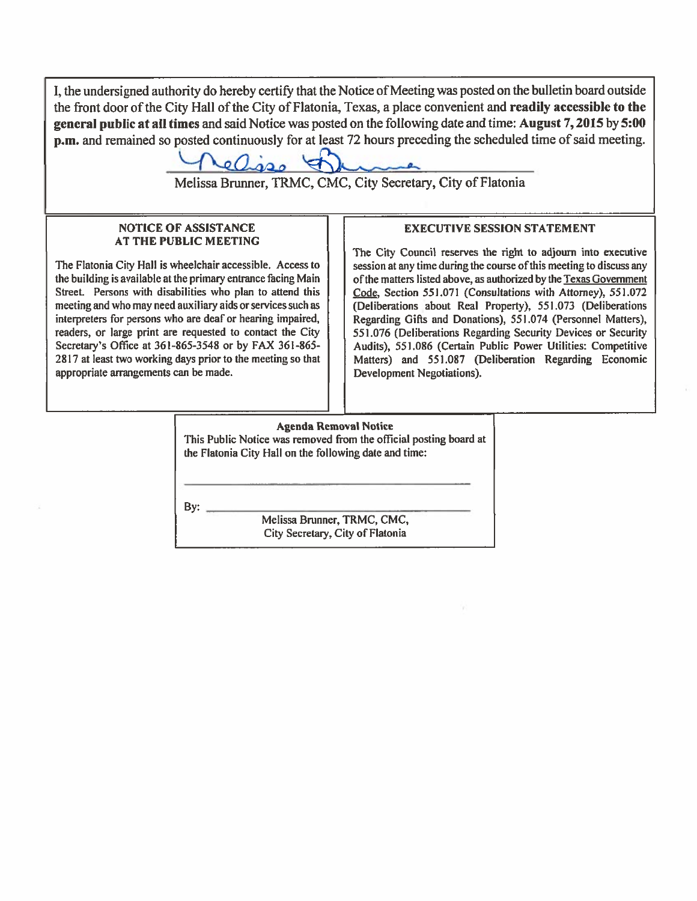I, the undersigned authority do hereby certify that the Notice of Meeting was posted on the bulletin board outside the front door of the City Hall of the City of Flatonia, Texas, a place convenient and **readily accessible to the general public at all times** and said Notice was posted on the following date and time: **August 7, 2015** by **5:00 p.m.** and remained so posted continuously for at least 72 hours preceding the scheduled time of said meeting.

Melissa Brunner, TRMC, CMC, City Secretary, City of Flatonia

**NOTICE OF ASSISTANCE AT THE PUBLIC MEETING**

The Flatonia City Hall is wheelchair accessible. Access to the building is available at the primary entrance facing Main Street. Persons with disabilities who plan to attend this meeting and who may need auxiliary aids or services such as interpreters for persons who are deaf or hearing impaired, readers, or large print are requested to contact the City Secretary's Office at 361-865-3548 or by FAX 361-865-2817 at least two working days prior to the meeting so that appropriate arrangements can be made.

**EXECUTIVE SESSION STATEMENT**

The City Council reserves the right to adjourn into executive session at any time during the course of this meeting to discuss any of the matters listed above, as authorized by the Texas Government Code, Section 551.071 (Consultations with Attorney), 551.072 (Deliberations about Real Property), 551.073 (Deliberations Regarding Gifts and Donations), 551.074 (Personnel Matters), 551.076 (Deliberations Regarding Security Devices or Security Audits), 551.086 (Certain Public Power Utilities: Competitive Matters) and 551.087 (Deliberation Regarding Economic Development Negotiations).

**Agenda Removal Notice**

This Public Notice was removed from the official posting board at the Flatonia City Hall on the following date and time:

\_\_\_\_\_\_\_\_\_\_\_\_\_\_\_\_\_\_\_\_\_\_\_\_\_\_\_\_\_\_\_\_\_\_\_\_

By: \_\_\_\_\_\_\_\_\_\_\_\_\_\_\_\_\_\_\_\_\_\_\_\_\_\_\_\_\_\_\_\_\_

Melissa Brunner, TRMC, CMC,
City Secretary, City of Flatonia